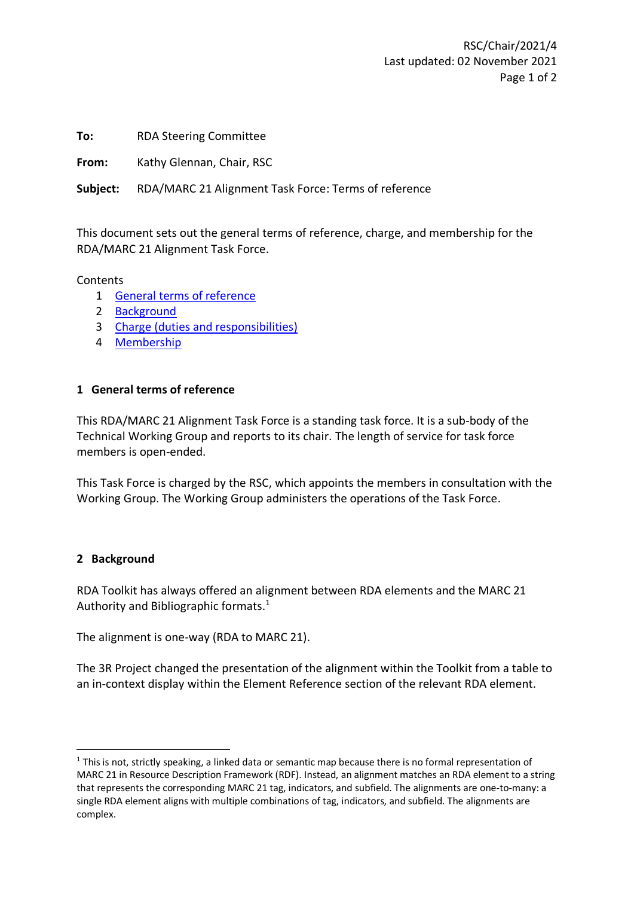RSC/Chair/2021/4
Last updated: 02 November 2021

**To:** RDA Steering Committee

**From:** Kathy Glennan, Chair, RSC

**Subject:** RDA/MARC 21 Alignment Task Force: Terms of reference

This document sets out the general terms of reference, charge, and membership for the RDA/MARC 21 Alignment Task Force.

Contents

1. General terms of reference
2. Background
3. Charge (duties and responsibilities)
4. Membership

## 1 General terms of reference

This RDA/MARC 21 Alignment Task Force is a standing task force. It is a sub-body of the Technical Working Group and reports to its chair. The length of service for task force members is open-ended.

This Task Force is charged by the RSC, which appoints the members in consultation with the Working Group. The Working Group administers the operations of the Task Force.

## 2 Background

RDA Toolkit has always offered an alignment between RDA elements and the MARC 21 Authority and Bibliographic formats.[1]

The alignment is one-way (RDA to MARC 21).

The 3R Project changed the presentation of the alignment within the Toolkit from a table to an in-context display within the Element Reference section of the relevant RDA element.

[1] This is not, strictly speaking, a linked data or semantic map because there is no formal representation of MARC 21 in Resource Description Framework (RDF). Instead, an alignment matches an RDA element to a string that represents the corresponding MARC 21 tag, indicators, and subfield. The alignments are one-to-many: a single RDA element aligns with multiple combinations of tag, indicators, and subfield. The alignments are complex.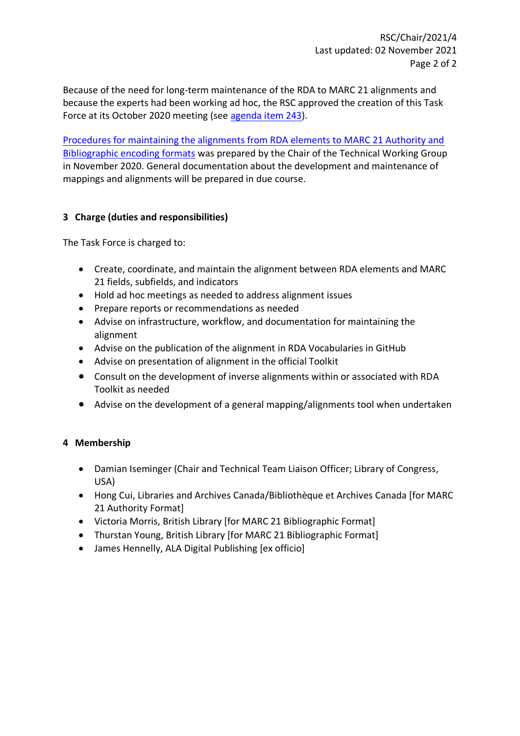Because of the need for long-term maintenance of the RDA to MARC 21 alignments and because the experts had been working ad hoc, the RSC approved the creation of this Task Force at its October 2020 meeting (see agenda item 243).

Procedures for maintaining the alignments from RDA elements to MARC 21 Authority and Bibliographic encoding formats was prepared by the Chair of the Technical Working Group in November 2020. General documentation about the development and maintenance of mappings and alignments will be prepared in due course.

## 3 Charge (duties and responsibilities)

The Task Force is charged to:

- Create, coordinate, and maintain the alignment between RDA elements and MARC 21 fields, subfields, and indicators
- Hold ad hoc meetings as needed to address alignment issues
- Prepare reports or recommendations as needed
- Advise on infrastructure, workflow, and documentation for maintaining the alignment
- Advise on the publication of the alignment in RDA Vocabularies in GitHub
- Advise on presentation of alignment in the official Toolkit
- Consult on the development of inverse alignments within or associated with RDA Toolkit as needed
- Advise on the development of a general mapping/alignments tool when undertaken

## 4 Membership

- Damian Iseminger (Chair and Technical Team Liaison Officer; Library of Congress, USA)
- Hong Cui, Libraries and Archives Canada/Bibliothèque et Archives Canada [for MARC 21 Authority Format]
- Victoria Morris, British Library [for MARC 21 Bibliographic Format]
- Thurstan Young, British Library [for MARC 21 Bibliographic Format]
- James Hennelly, ALA Digital Publishing [ex officio]